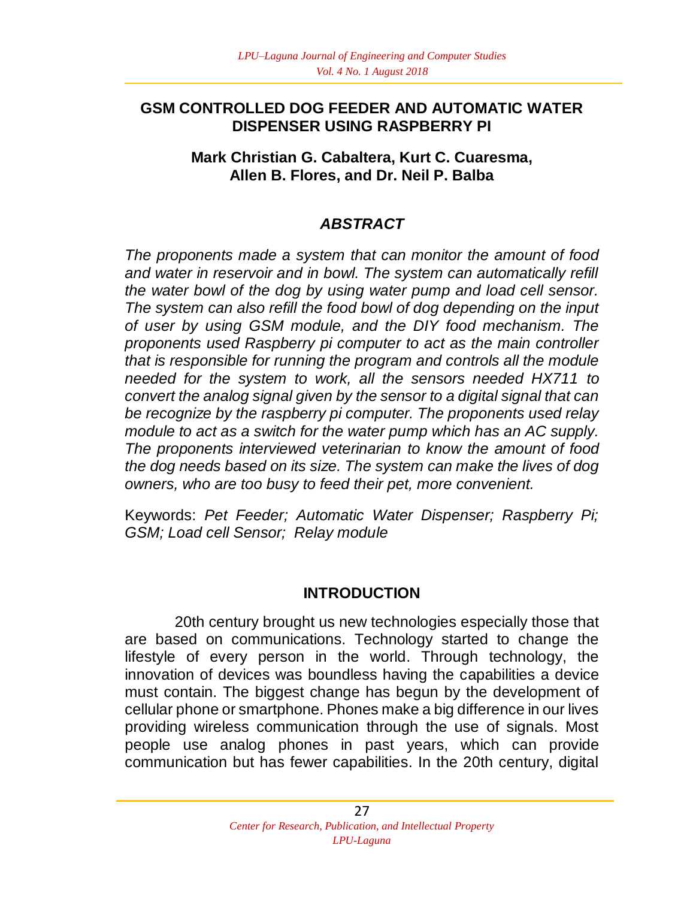# GSM CONTROLLED DOG FEEDER AND AUTOMATIC WATER DISPENSER USING RASPBERRY PI

**Mark Christian G. Cabaltera, Kurt C. Cuaresma, Allen B. Flores, and Dr. Neil P. Balba**

## *ABSTRACT*

*The proponents made a system that can monitor the amount of food and water in reservoir and in bowl. The system can automatically refill the water bowl of the dog by using water pump and load cell sensor. The system can also refill the food bowl of dog depending on the input of user by using GSM module, and the DIY food mechanism. The proponents used Raspberry pi computer to act as the main controller that is responsible for running the program and controls all the module needed for the system to work, all the sensors needed HX711 to convert the analog signal given by the sensor to a digital signal that can be recognize by the raspberry pi computer. The proponents used relay module to act as a switch for the water pump which has an AC supply. The proponents interviewed veterinarian to know the amount of food the dog needs based on its size. The system can make the lives of dog owners, who are too busy to feed their pet, more convenient.*

Keywords: *Pet Feeder; Automatic Water Dispenser; Raspberry Pi; GSM; Load cell Sensor; Relay module*

## INTRODUCTION

20th century brought us new technologies especially those that are based on communications. Technology started to change the lifestyle of every person in the world. Through technology, the innovation of devices was boundless having the capabilities a device must contain. The biggest change has begun by the development of cellular phone or smartphone. Phones make a big difference in our lives providing wireless communication through the use of signals. Most people use analog phones in past years, which can provide communication but has fewer capabilities. In the 20th century, digital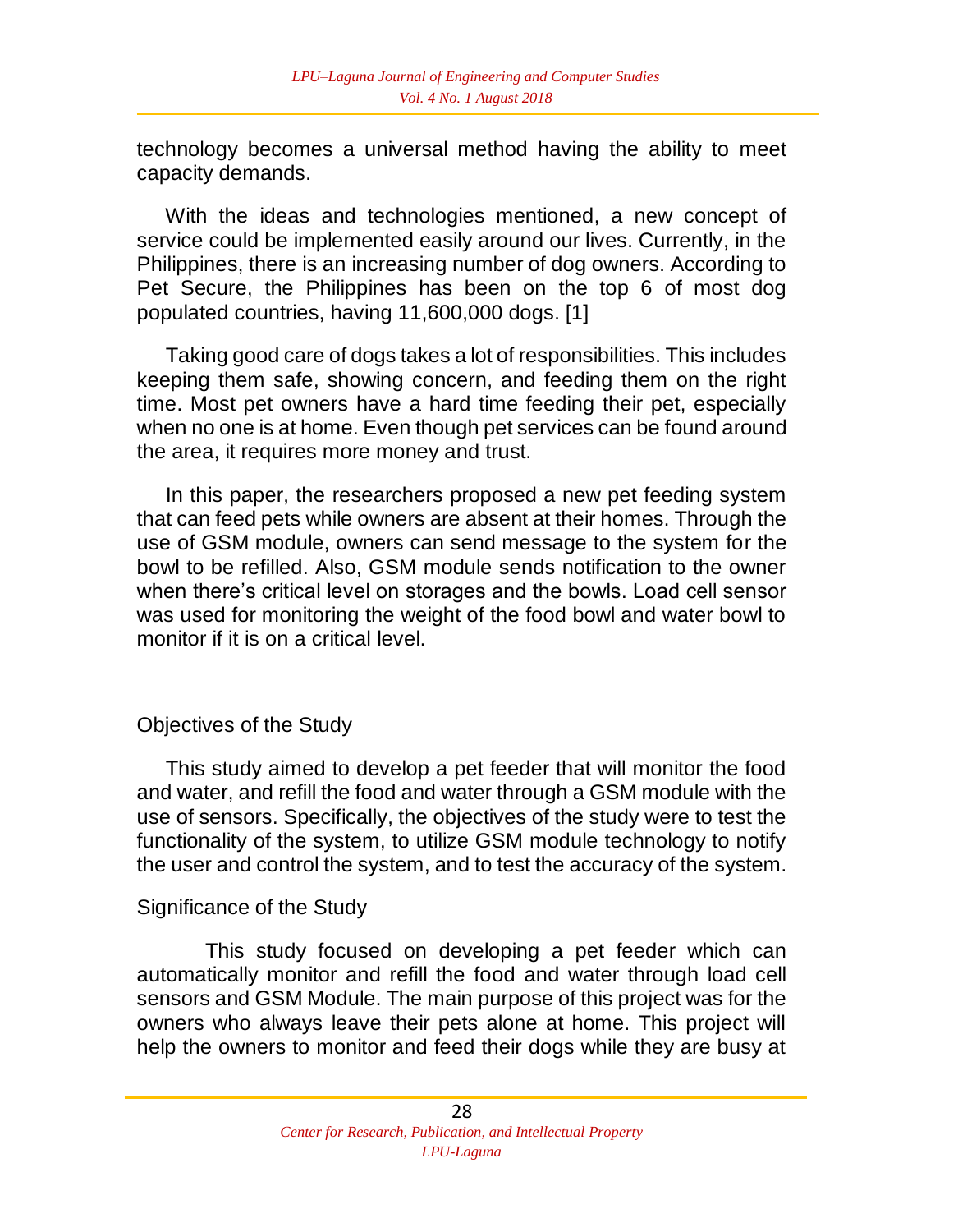technology becomes a universal method having the ability to meet capacity demands.

With the ideas and technologies mentioned, a new concept of service could be implemented easily around our lives. Currently, in the Philippines, there is an increasing number of dog owners. According to Pet Secure, the Philippines has been on the top 6 of most dog populated countries, having 11,600,000 dogs. [1]

Taking good care of dogs takes a lot of responsibilities. This includes keeping them safe, showing concern, and feeding them on the right time. Most pet owners have a hard time feeding their pet, especially when no one is at home. Even though pet services can be found around the area, it requires more money and trust.

In this paper, the researchers proposed a new pet feeding system that can feed pets while owners are absent at their homes. Through the use of GSM module, owners can send message to the system for the bowl to be refilled. Also, GSM module sends notification to the owner when there's critical level on storages and the bowls. Load cell sensor was used for monitoring the weight of the food bowl and water bowl to monitor if it is on a critical level.

## Objectives of the Study

This study aimed to develop a pet feeder that will monitor the food and water, and refill the food and water through a GSM module with the use of sensors. Specifically, the objectives of the study were to test the functionality of the system, to utilize GSM module technology to notify the user and control the system, and to test the accuracy of the system.

## Significance of the Study

This study focused on developing a pet feeder which can automatically monitor and refill the food and water through load cell sensors and GSM Module. The main purpose of this project was for the owners who always leave their pets alone at home. This project will help the owners to monitor and feed their dogs while they are busy at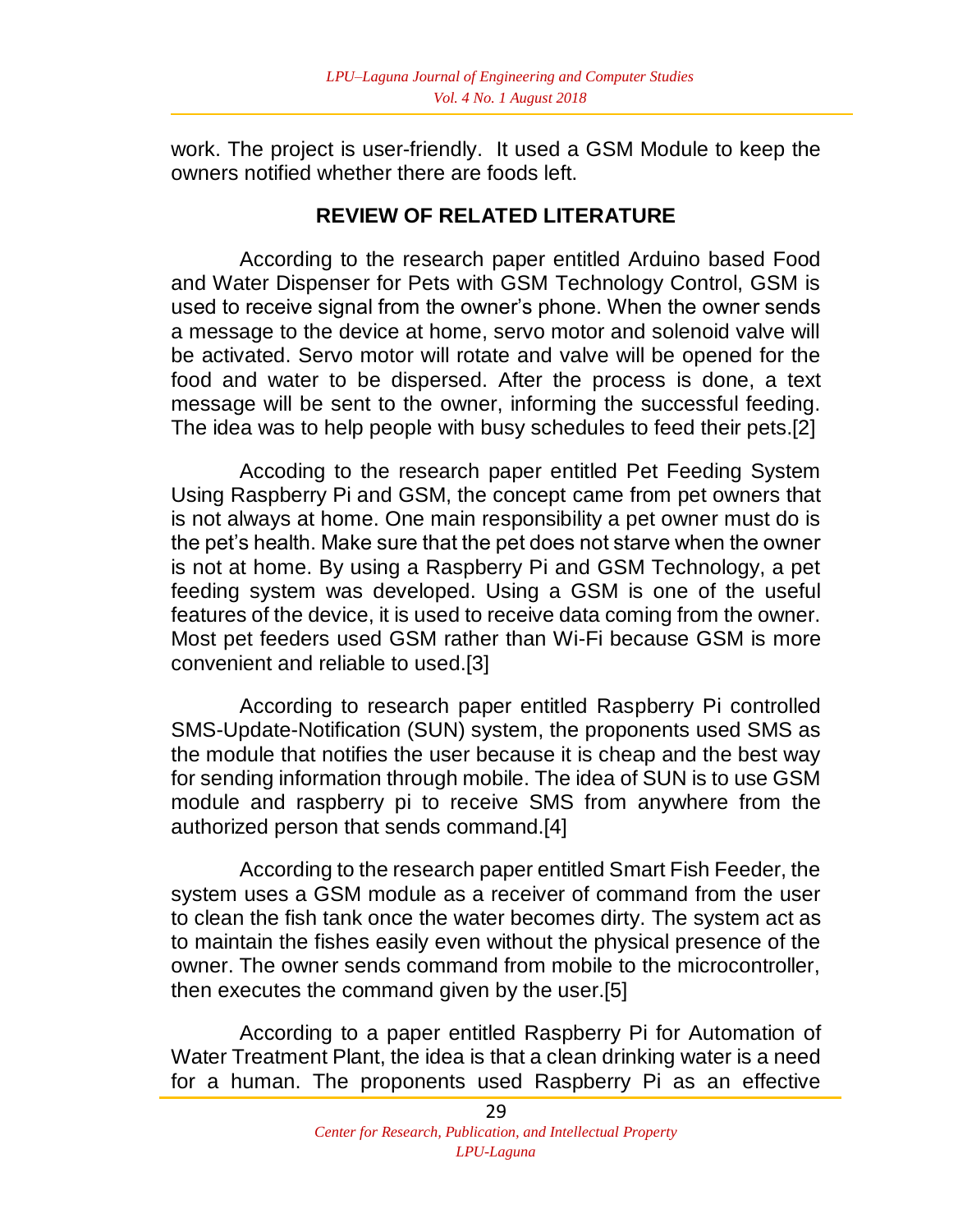work. The project is user-friendly. It used a GSM Module to keep the owners notified whether there are foods left.

## REVIEW OF RELATED LITERATURE

According to the research paper entitled Arduino based Food and Water Dispenser for Pets with GSM Technology Control, GSM is used to receive signal from the owner's phone. When the owner sends a message to the device at home, servo motor and solenoid valve will be activated. Servo motor will rotate and valve will be opened for the food and water to be dispersed. After the process is done, a text message will be sent to the owner, informing the successful feeding. The idea was to help people with busy schedules to feed their pets.[2]

Acceding to the research paper entitled Pet Feeding System Using Raspberry Pi and GSM, the concept came from pet owners that is not always at home. One main responsibility a pet owner must do is the pet's health. Make sure that the pet does not starve when the owner is not at home. By using a Raspberry Pi and GSM Technology, a pet feeding system was developed. Using a GSM is one of the useful features of the device, it is used to receive data coming from the owner. Most pet feeders used GSM rather than Wi-Fi because GSM is more convenient and reliable to used.[3]

According to research paper entitled Raspberry Pi controlled SMS-Update-Notification (SUN) system, the proponents used SMS as the module that notifies the user because it is cheap and the best way for sending information through mobile. The idea of SUN is to use GSM module and raspberry pi to receive SMS from anywhere from the authorized person that sends command.[4]

According to the research paper entitled Smart Fish Feeder, the system uses a GSM module as a receiver of command from the user to clean the fish tank once the water becomes dirty. The system act as to maintain the fishes easily even without the physical presence of the owner. The owner sends command from mobile to the microcontroller, then executes the command given by the user.[5]

According to a paper entitled Raspberry Pi for Automation of Water Treatment Plant, the idea is that a clean drinking water is a need for a human. The proponents used Raspberry Pi as an effective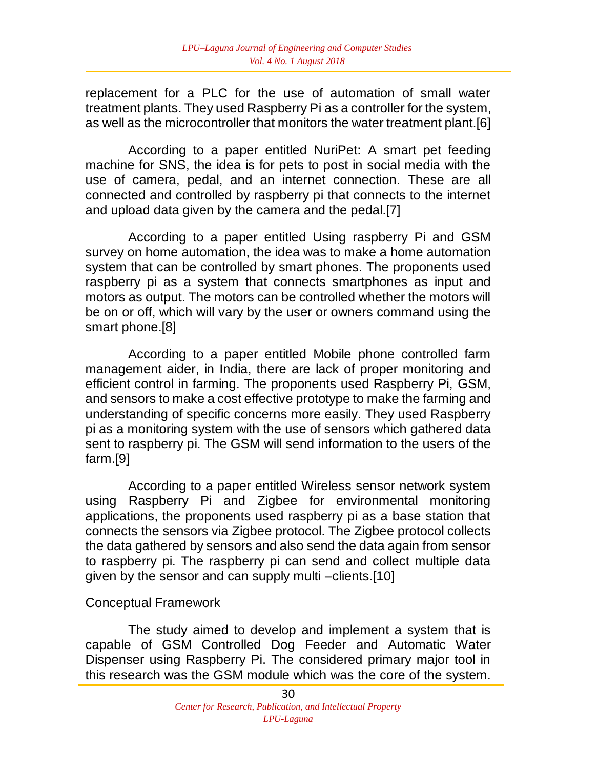replacement for a PLC for the use of automation of small water treatment plants. They used Raspberry Pi as a controller for the system, as well as the microcontroller that monitors the water treatment plant.[6]

According to a paper entitled NuriPet: A smart pet feeding machine for SNS, the idea is for pets to post in social media with the use of camera, pedal, and an internet connection. These are all connected and controlled by raspberry pi that connects to the internet and upload data given by the camera and the pedal.[7]

According to a paper entitled Using raspberry Pi and GSM survey on home automation, the idea was to make a home automation system that can be controlled by smart phones. The proponents used raspberry pi as a system that connects smartphones as input and motors as output. The motors can be controlled whether the motors will be on or off, which will vary by the user or owners command using the smart phone.[8]

According to a paper entitled Mobile phone controlled farm management aider, in India, there are lack of proper monitoring and efficient control in farming. The proponents used Raspberry Pi, GSM, and sensors to make a cost effective prototype to make the farming and understanding of specific concerns more easily. They used Raspberry pi as a monitoring system with the use of sensors which gathered data sent to raspberry pi. The GSM will send information to the users of the farm.[9]

According to a paper entitled Wireless sensor network system using Raspberry Pi and Zigbee for environmental monitoring applications, the proponents used raspberry pi as a base station that connects the sensors via Zigbee protocol. The Zigbee protocol collects the data gathered by sensors and also send the data again from sensor to raspberry pi. The raspberry pi can send and collect multiple data given by the sensor and can supply multi –clients.[10]

## Conceptual Framework

The study aimed to develop and implement a system that is capable of GSM Controlled Dog Feeder and Automatic Water Dispenser using Raspberry Pi. The considered primary major tool in this research was the GSM module which was the core of the system.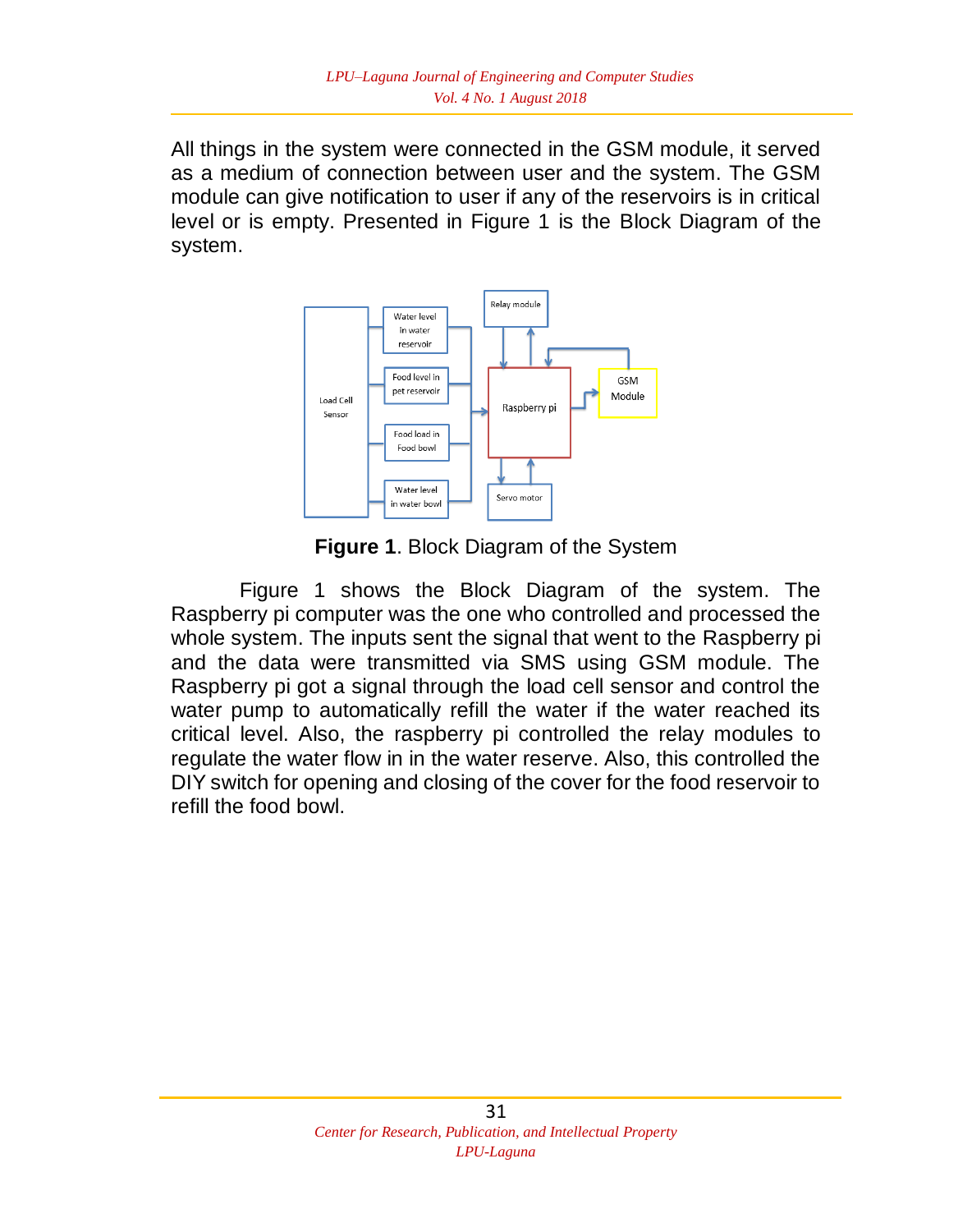All things in the system were connected in the GSM module, it served as a medium of connection between user and the system. The GSM module can give notification to user if any of the reservoirs is in critical level or is empty. Presented in Figure 1 is the Block Diagram of the system.

**Figure 1**. Block Diagram of the System

Figure 1 shows the Block Diagram of the system. The Raspberry pi computer was the one who controlled and processed the whole system. The inputs sent the signal that went to the Raspberry pi and the data were transmitted via SMS using GSM module. The Raspberry pi got a signal through the load cell sensor and control the water pump to automatically refill the water if the water reached its critical level. Also, the raspberry pi controlled the relay modules to regulate the water flow in in the water reserve. Also, this controlled the DIY switch for opening and closing of the cover for the food reservoir to refill the food bowl.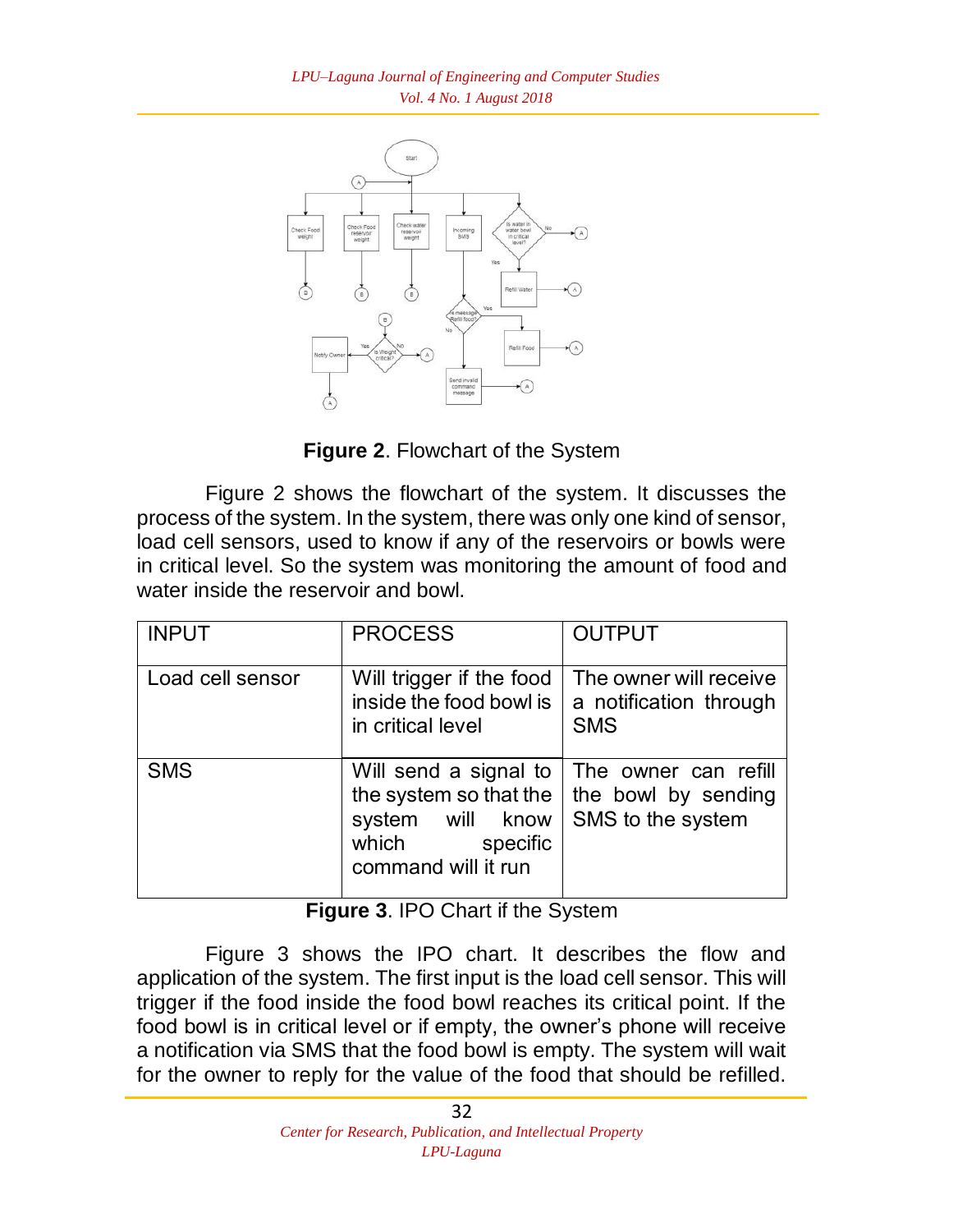**Figure 2**. Flowchart of the System

Figure 2 shows the flowchart of the system. It discusses the process of the system. In the system, there was only one kind of sensor, load cell sensors, used to know if any of the reservoirs or bowls were in critical level. So the system was monitoring the amount of food and water inside the reservoir and bowl.

| INPUT | PROCESS | OUTPUT |
|---|---|---|
| Load cell sensor | Will trigger if the food inside the food bowl is in critical level | The owner will receive a notification through SMS |
| SMS | Will send a signal to the system so that the system will know which specific command will it run | The owner can refill the bowl by sending SMS to the system |

**Figure 3**. IPO Chart if the System

Figure 3 shows the IPO chart. It describes the flow and application of the system. The first input is the load cell sensor. This will trigger if the food inside the food bowl reaches its critical point. If the food bowl is in critical level or if empty, the owner's phone will receive a notification via SMS that the food bowl is empty. The system will wait for the owner to reply for the value of the food that should be refilled.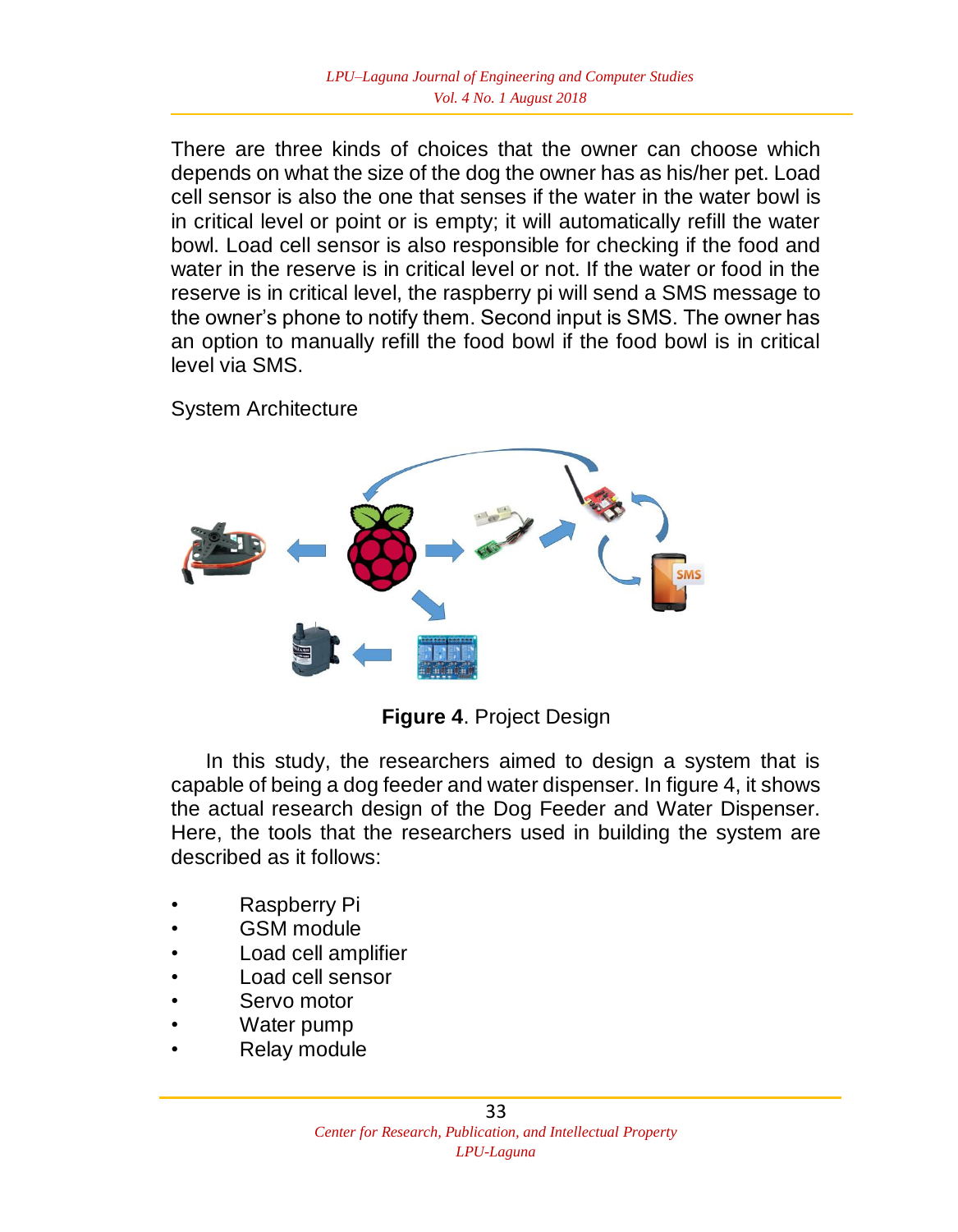There are three kinds of choices that the owner can choose which depends on what the size of the dog the owner has as his/her pet. Load cell sensor is also the one that senses if the water in the water bowl is in critical level or point or is empty; it will automatically refill the water bowl. Load cell sensor is also responsible for checking if the food and water in the reserve is in critical level or not. If the water or food in the reserve is in critical level, the raspberry pi will send a SMS message to the owner's phone to notify them. Second input is SMS. The owner has an option to manually refill the food bowl if the food bowl is in critical level via SMS.

System Architecture

**Figure 4**. Project Design

In this study, the researchers aimed to design a system that is capable of being a dog feeder and water dispenser. In figure 4, it shows the actual research design of the Dog Feeder and Water Dispenser. Here, the tools that the researchers used in building the system are described as it follows:

- Raspberry Pi
- GSM module
- Load cell amplifier
- Load cell sensor
- Servo motor
- Water pump
- Relay module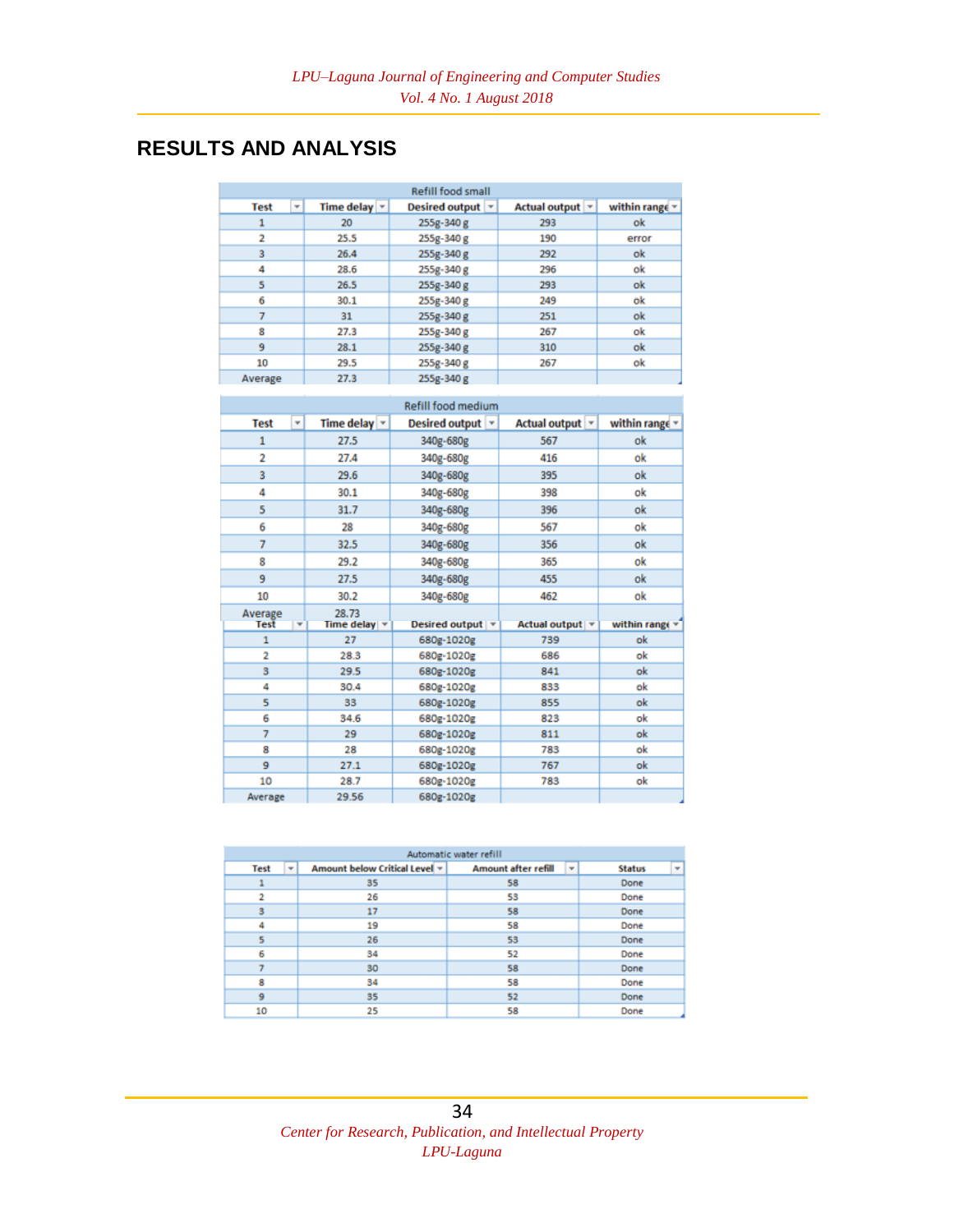## RESULTS AND ANALYSIS

| Refill food small | | | | |
|---|---|---|---|---|
| Test | Time delay | Desired output | Actual output | within range |
| 1 | 20 | 255g-340 g | 293 | ok |
| 2 | 25.5 | 255g-340 g | 190 | error |
| 3 | 26.4 | 255g-340 g | 292 | ok |
| 4 | 28.6 | 255g-340 g | 296 | ok |
| 5 | 26.5 | 255g-340 g | 293 | ok |
| 6 | 30.1 | 255g-340 g | 249 | ok |
| 7 | 31 | 255g-340 g | 251 | ok |
| 8 | 27.3 | 255g-340 g | 267 | ok |
| 9 | 28.1 | 255g-340 g | 310 | ok |
| 10 | 29.5 | 255g-340 g | 267 | ok |
| Average | 27.3 | 255g-340 g | | |

| Refill food medium | | | | |
|---|---|---|---|---|
| Test | Time delay | Desired output | Actual output | within range |
| 1 | 27.5 | 340g-680g | 567 | ok |
| 2 | 27.4 | 340g-680g | 416 | ok |
| 3 | 29.6 | 340g-680g | 395 | ok |
| 4 | 30.1 | 340g-680g | 398 | ok |
| 5 | 31.7 | 340g-680g | 396 | ok |
| 6 | 28 | 340g-680g | 567 | ok |
| 7 | 32.5 | 340g-680g | 356 | ok |
| 8 | 29.2 | 340g-680g | 365 | ok |
| 9 | 27.5 | 340g-680g | 455 | ok |
| 10 | 30.2 | 340g-680g | 462 | ok |
| Average | 28.73 | | | |

| Test | Time delay | Desired output | Actual output | within range |
|---|---|---|---|---|
| 1 | 27 | 680g-1020g | 739 | ok |
| 2 | 28.3 | 680g-1020g | 686 | ok |
| 3 | 29.5 | 680g-1020g | 841 | ok |
| 4 | 30.4 | 680g-1020g | 833 | ok |
| 5 | 33 | 680g-1020g | 855 | ok |
| 6 | 34.6 | 680g-1020g | 823 | ok |
| 7 | 29 | 680g-1020g | 811 | ok |
| 8 | 28 | 680g-1020g | 783 | ok |
| 9 | 27.1 | 680g-1020g | 767 | ok |
| 10 | 28.7 | 680g-1020g | 783 | ok |
| Average | 29.56 | 680g-1020g | | |

| Automatic water refill | | | |
|---|---|---|---|
| Test | Amount below Critical Level | Amount after refill | Status |
| 1 | 35 | 58 | Done |
| 2 | 26 | 53 | Done |
| 3 | 17 | 58 | Done |
| 4 | 19 | 58 | Done |
| 5 | 26 | 53 | Done |
| 6 | 34 | 52 | Done |
| 7 | 30 | 58 | Done |
| 8 | 34 | 58 | Done |
| 9 | 35 | 52 | Done |
| 10 | 25 | 58 | Done |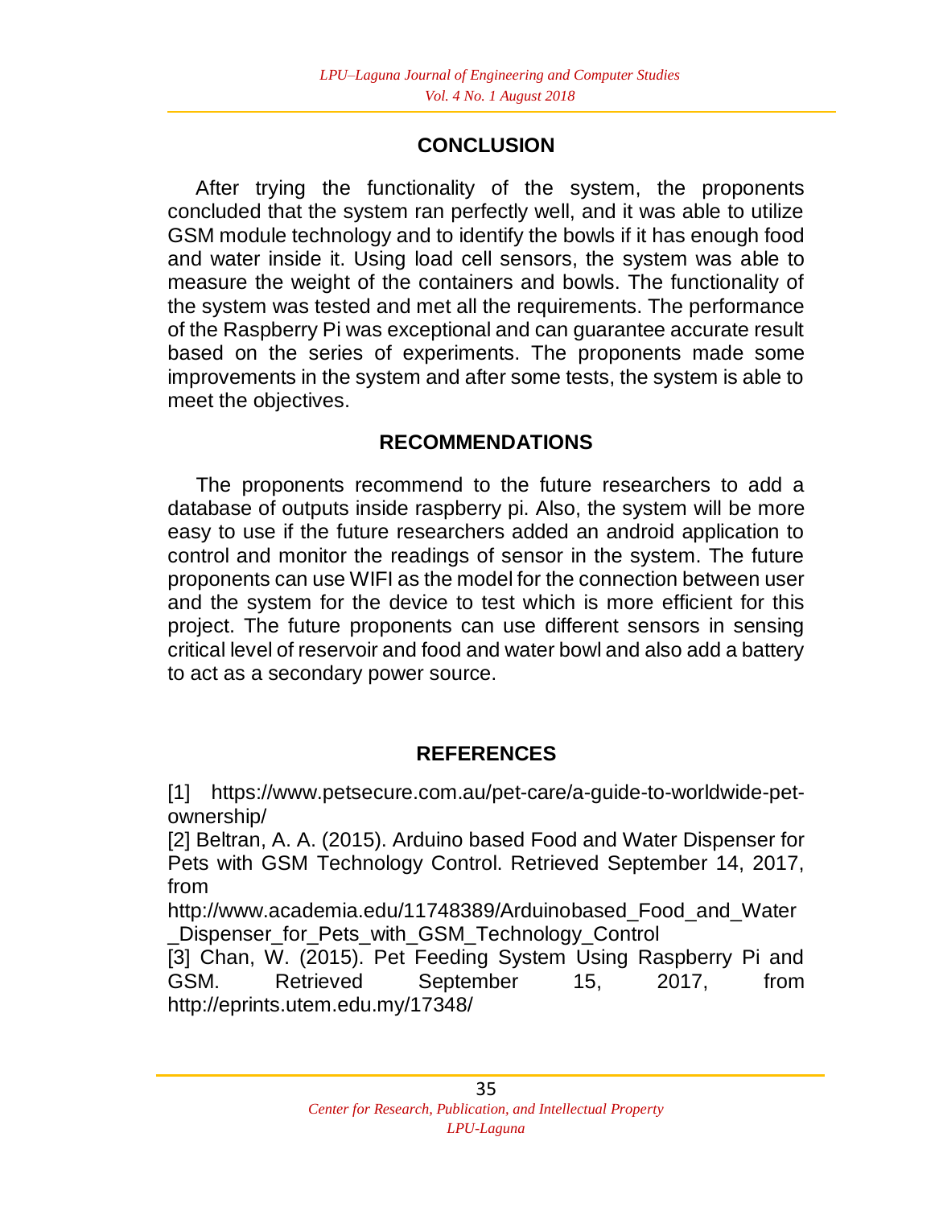## CONCLUSION

After trying the functionality of the system, the proponents concluded that the system ran perfectly well, and it was able to utilize GSM module technology and to identify the bowls if it has enough food and water inside it. Using load cell sensors, the system was able to measure the weight of the containers and bowls. The functionality of the system was tested and met all the requirements. The performance of the Raspberry Pi was exceptional and can guarantee accurate result based on the series of experiments. The proponents made some improvements in the system and after some tests, the system is able to meet the objectives.

## RECOMMENDATIONS

The proponents recommend to the future researchers to add a database of outputs inside raspberry pi. Also, the system will be more easy to use if the future researchers added an android application to control and monitor the readings of sensor in the system. The future proponents can use WIFI as the model for the connection between user and the system for the device to test which is more efficient for this project. The future proponents can use different sensors in sensing critical level of reservoir and food and water bowl and also add a battery to act as a secondary power source.

## REFERENCES

[1] https://www.petsecure.com.au/pet-care/a-guide-to-worldwide-pet-ownership/

[2] Beltran, A. A. (2015). Arduino based Food and Water Dispenser for Pets with GSM Technology Control. Retrieved September 14, 2017, from http://www.academia.edu/11748389/Arduinobased_Food_and_Water_Dispenser_for_Pets_with_GSM_Technology_Control

[3] Chan, W. (2015). Pet Feeding System Using Raspberry Pi and GSM. Retrieved September 15, 2017, from http://eprints.utem.edu.my/17348/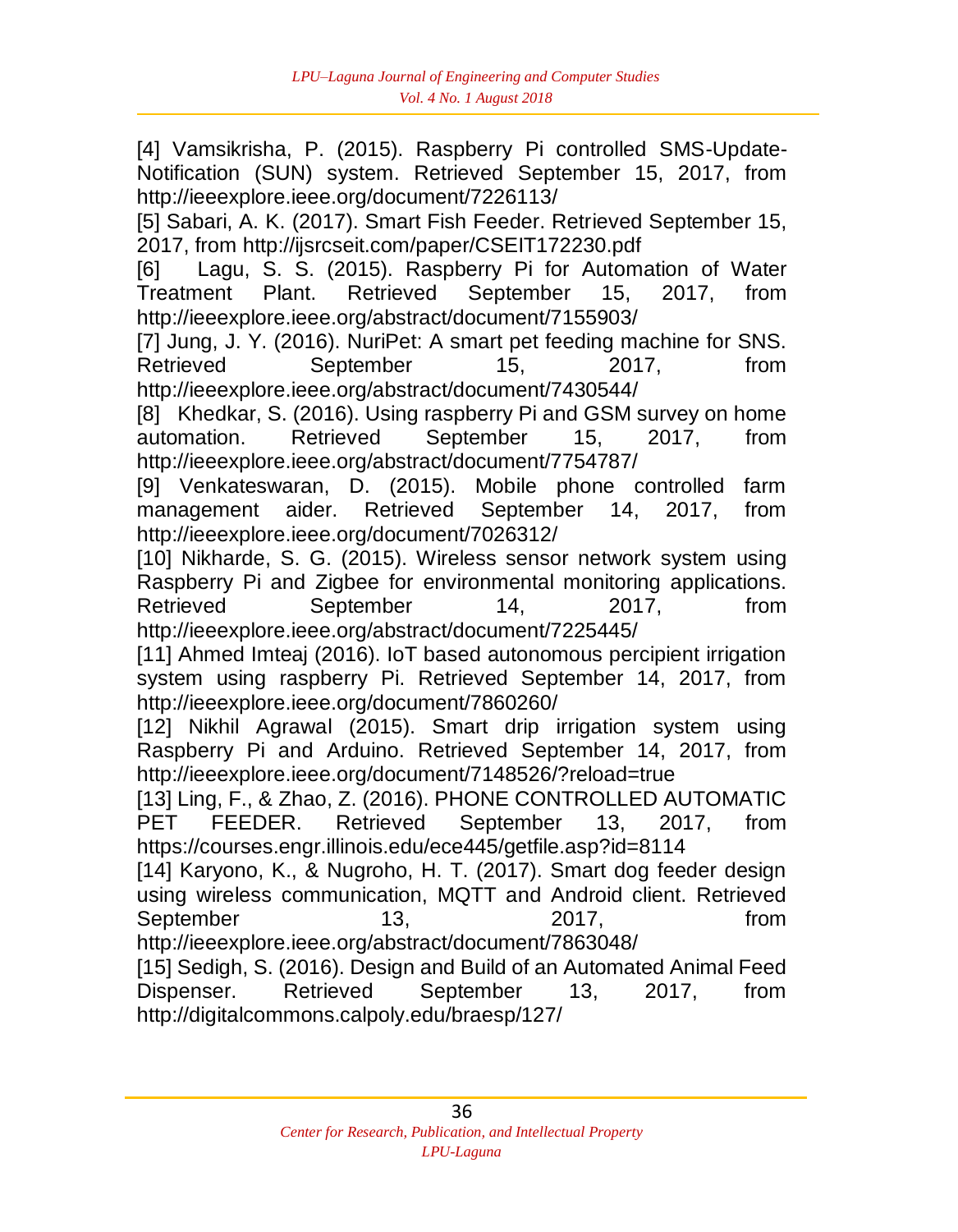[4] Vamsikrisha, P. (2015). Raspberry Pi controlled SMS-Update-Notification (SUN) system. Retrieved September 15, 2017, from http://ieeexplore.ieee.org/document/7226113/

[5] Sabari, A. K. (2017). Smart Fish Feeder. Retrieved September 15, 2017, from http://ijsrcseit.com/paper/CSEIT172230.pdf

[6] Lagu, S. S. (2015). Raspberry Pi for Automation of Water Treatment Plant. Retrieved September 15, 2017, from http://ieeexplore.ieee.org/abstract/document/7155903/

[7] Jung, J. Y. (2016). NuriPet: A smart pet feeding machine for SNS. Retrieved September 15, 2017, from http://ieeexplore.ieee.org/abstract/document/7430544/

[8] Khedkar, S. (2016). Using raspberry Pi and GSM survey on home automation. Retrieved September 15, 2017, from http://ieeexplore.ieee.org/abstract/document/7754787/

[9] Venkateswaran, D. (2015). Mobile phone controlled farm management aider. Retrieved September 14, 2017, from http://ieeexplore.ieee.org/document/7026312/

[10] Nikharde, S. G. (2015). Wireless sensor network system using Raspberry Pi and Zigbee for environmental monitoring applications. Retrieved September 14, 2017, from http://ieeexplore.ieee.org/abstract/document/7225445/

[11] Ahmed Imteaj (2016). IoT based autonomous percipient irrigation system using raspberry Pi. Retrieved September 14, 2017, from http://ieeexplore.ieee.org/document/7860260/

[12] Nikhil Agrawal (2015). Smart drip irrigation system using Raspberry Pi and Arduino. Retrieved September 14, 2017, from http://ieeexplore.ieee.org/document/7148526/?reload=true

[13] Ling, F., & Zhao, Z. (2016). PHONE CONTROLLED AUTOMATIC PET FEEDER. Retrieved September 13, 2017, from https://courses.engr.illinois.edu/ece445/getfile.asp?id=8114

[14] Karyono, K., & Nugroho, H. T. (2017). Smart dog feeder design using wireless communication, MQTT and Android client. Retrieved September 13, 2017, from http://ieeexplore.ieee.org/abstract/document/7863048/

[15] Sedigh, S. (2016). Design and Build of an Automated Animal Feed Dispenser. Retrieved September 13, 2017, from http://digitalcommons.calpoly.edu/braesp/127/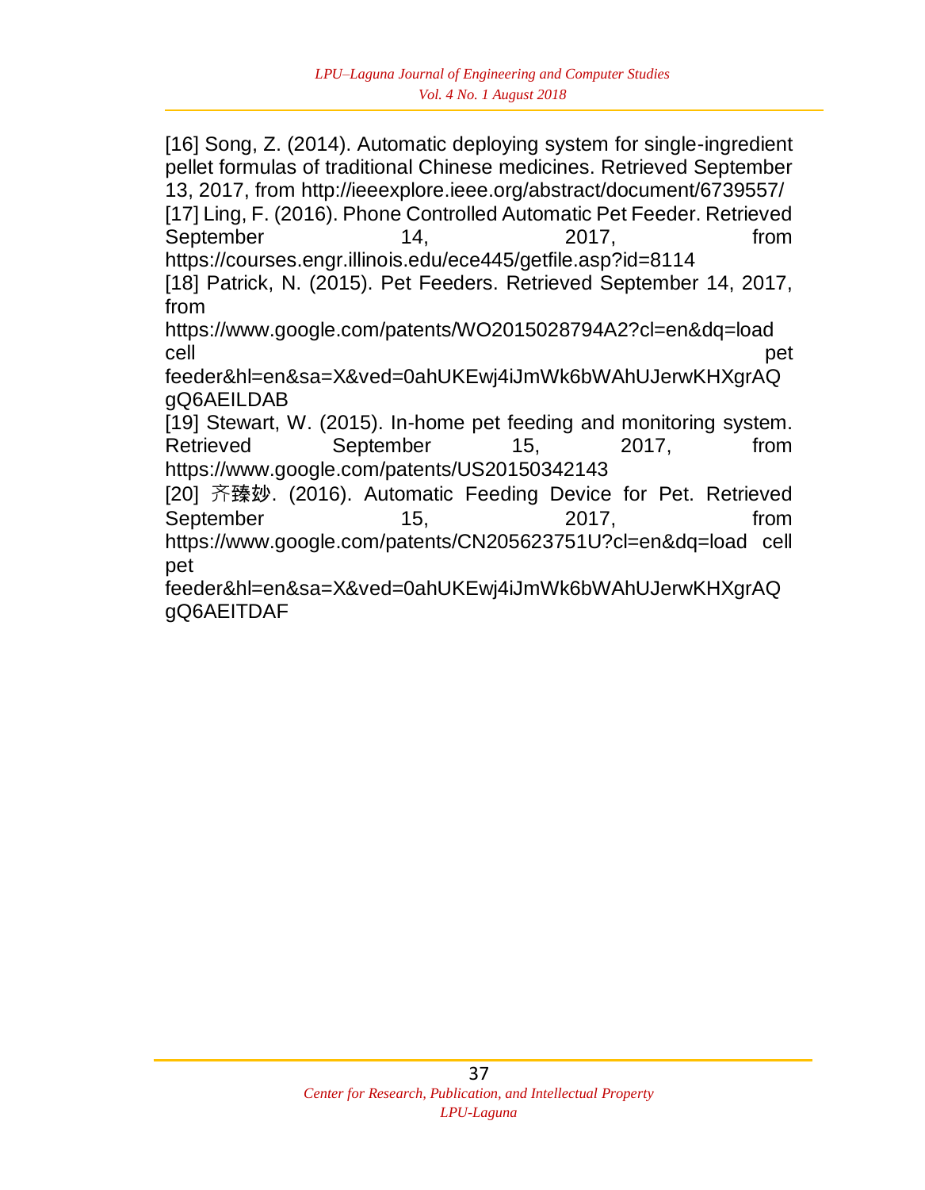[16] Song, Z. (2014). Automatic deploying system for single-ingredient pellet formulas of traditional Chinese medicines. Retrieved September 13, 2017, from http://ieeexplore.ieee.org/abstract/document/6739557/

[17] Ling, F. (2016). Phone Controlled Automatic Pet Feeder. Retrieved September 14, 2017, from https://courses.engr.illinois.edu/ece445/getfile.asp?id=8114

[18] Patrick, N. (2015). Pet Feeders. Retrieved September 14, 2017, from https://www.google.com/patents/WO2015028794A2?cl=en&dq=load cell pet feeder&hl=en&sa=X&ved=0ahUKEwj4iJmWk6bWAhUJerwKHXgrAQgQ6AEILDAB

[19] Stewart, W. (2015). In-home pet feeding and monitoring system. Retrieved September 15, 2017, from https://www.google.com/patents/US20150342143

[20] 齐臻妙. (2016). Automatic Feeding Device for Pet. Retrieved September 15, 2017, from https://www.google.com/patents/CN205623751U?cl=en&dq=load cell pet feeder&hl=en&sa=X&ved=0ahUKEwj4iJmWk6bWAhUJerwKHXgrAQgQ6AEITDAF